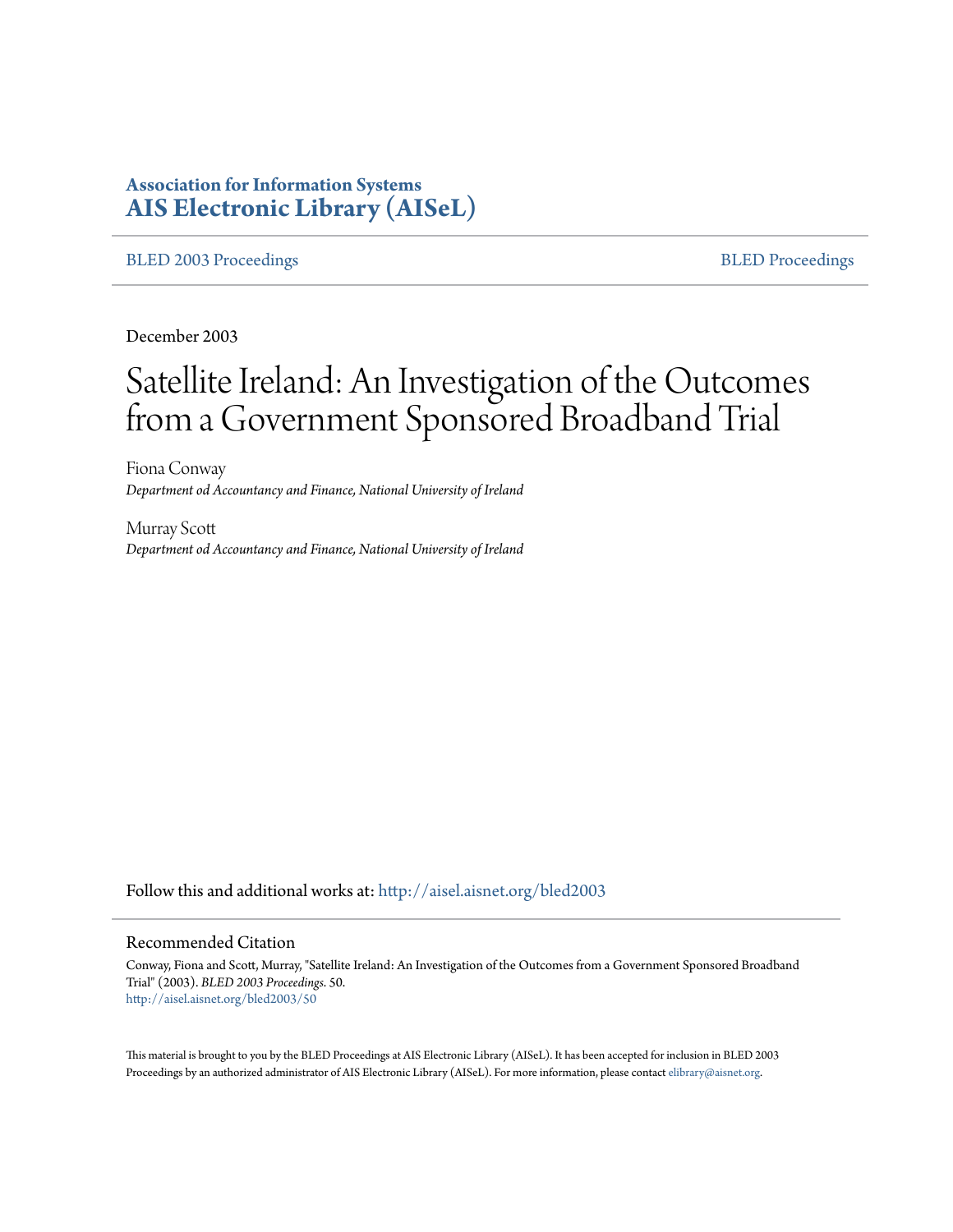**Association for Information Systems**
**AIS Electronic Library (AISeL)**

BLED 2003 Proceedings | BLED Proceedings

December 2003

# Satellite Ireland: An Investigation of the Outcomes from a Government Sponsored Broadband Trial

Fiona Conway
*Department od Accountancy and Finance, National University of Ireland*

Murray Scott
*Department od Accountancy and Finance, National University of Ireland*

Follow this and additional works at: http://aisel.aisnet.org/bled2003

## Recommended Citation

Conway, Fiona and Scott, Murray, "Satellite Ireland: An Investigation of the Outcomes from a Government Sponsored Broadband Trial" (2003). *BLED 2003 Proceedings*. 50.
http://aisel.aisnet.org/bled2003/50

This material is brought to you by the BLED Proceedings at AIS Electronic Library (AISeL). It has been accepted for inclusion in BLED 2003 Proceedings by an authorized administrator of AIS Electronic Library (AISeL). For more information, please contact elibrary@aisnet.org.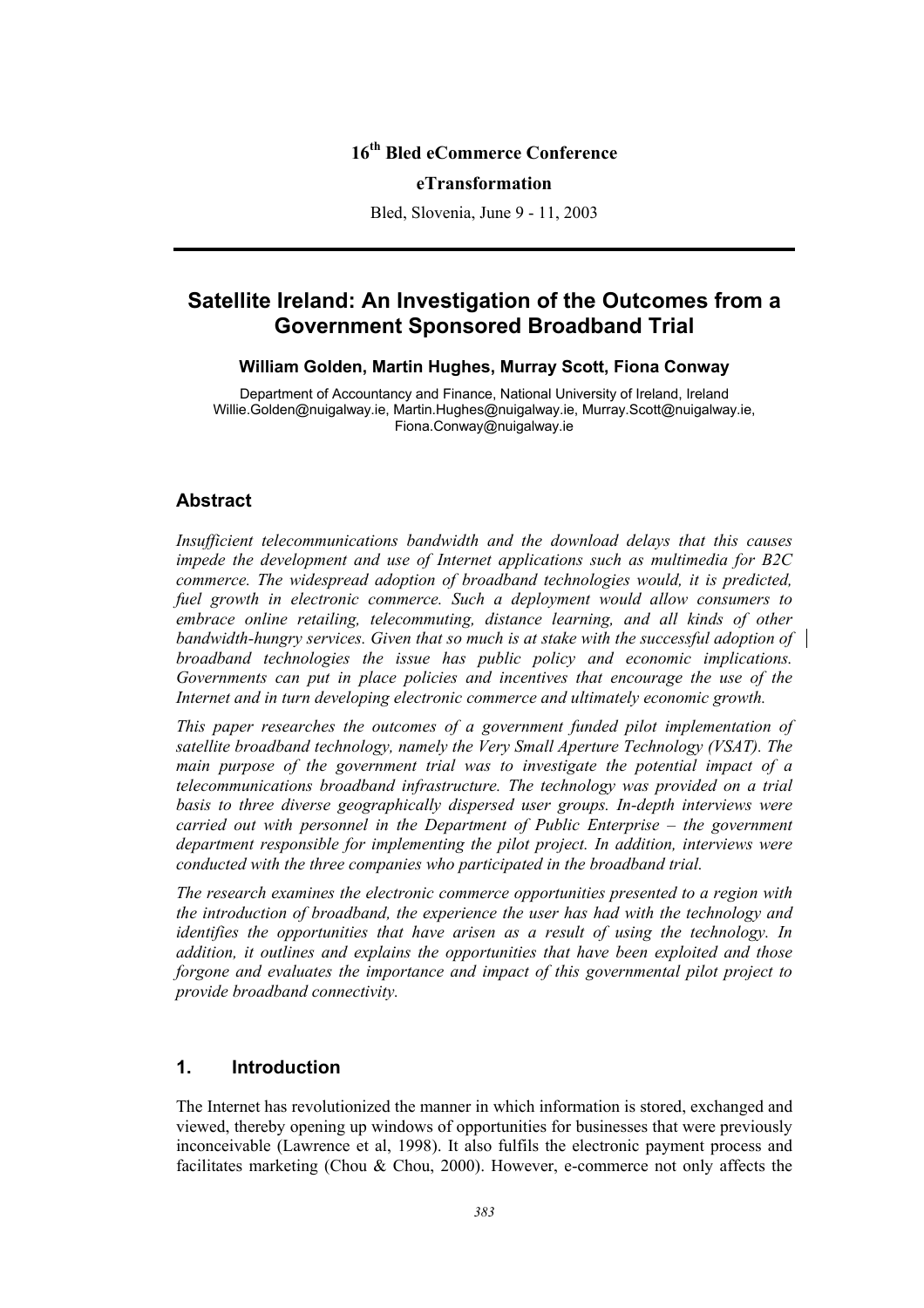16th Bled eCommerce Conference

eTransformation

Bled, Slovenia, June 9 - 11, 2003

# Satellite Ireland: An Investigation of the Outcomes from a Government Sponsored Broadband Trial

**William Golden, Martin Hughes, Murray Scott, Fiona Conway**

Department of Accountancy and Finance, National University of Ireland, Ireland
Willie.Golden@nuigalway.ie, Martin.Hughes@nuigalway.ie, Murray.Scott@nuigalway.ie, Fiona.Conway@nuigalway.ie

## Abstract

*Insufficient telecommunications bandwidth and the download delays that this causes impede the development and use of Internet applications such as multimedia for B2C commerce. The widespread adoption of broadband technologies would, it is predicted, fuel growth in electronic commerce. Such a deployment would allow consumers to embrace online retailing, telecommuting, distance learning, and all kinds of other bandwidth-hungry services. Given that so much is at stake with the successful adoption of broadband technologies the issue has public policy and economic implications. Governments can put in place policies and incentives that encourage the use of the Internet and in turn developing electronic commerce and ultimately economic growth.*

*This paper researches the outcomes of a government funded pilot implementation of satellite broadband technology, namely the Very Small Aperture Technology (VSAT). The main purpose of the government trial was to investigate the potential impact of a telecommunications broadband infrastructure. The technology was provided on a trial basis to three diverse geographically dispersed user groups. In-depth interviews were carried out with personnel in the Department of Public Enterprise – the government department responsible for implementing the pilot project. In addition, interviews were conducted with the three companies who participated in the broadband trial.*

*The research examines the electronic commerce opportunities presented to a region with the introduction of broadband, the experience the user has had with the technology and identifies the opportunities that have arisen as a result of using the technology. In addition, it outlines and explains the opportunities that have been exploited and those forgone and evaluates the importance and impact of this governmental pilot project to provide broadband connectivity.*

## 1. Introduction

The Internet has revolutionized the manner in which information is stored, exchanged and viewed, thereby opening up windows of opportunities for businesses that were previously inconceivable (Lawrence et al, 1998). It also fulfils the electronic payment process and facilitates marketing (Chou & Chou, 2000). However, e-commerce not only affects the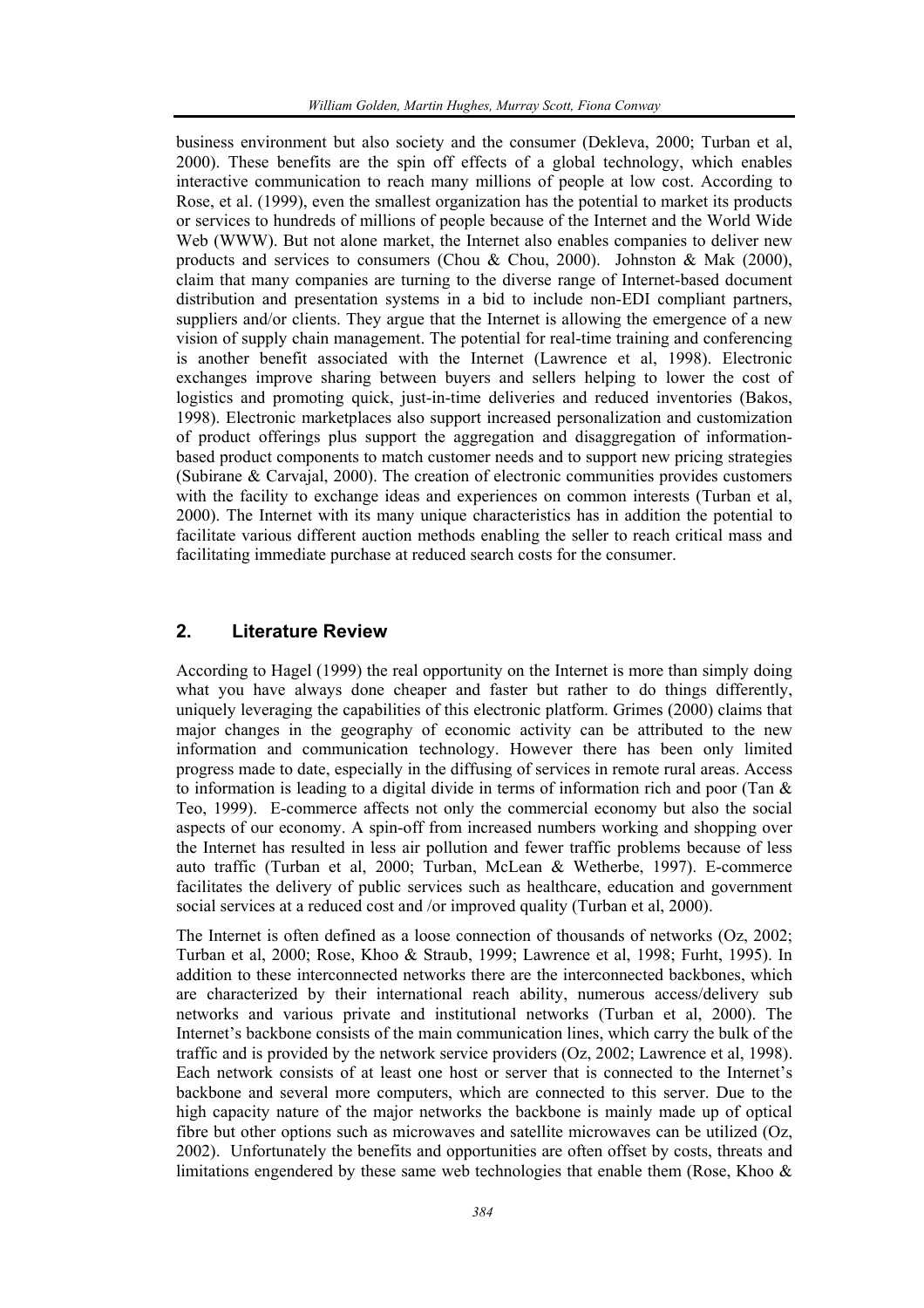business environment but also society and the consumer (Dekleva, 2000; Turban et al, 2000). These benefits are the spin off effects of a global technology, which enables interactive communication to reach many millions of people at low cost. According to Rose, et al. (1999), even the smallest organization has the potential to market its products or services to hundreds of millions of people because of the Internet and the World Wide Web (WWW). But not alone market, the Internet also enables companies to deliver new products and services to consumers (Chou & Chou, 2000). Johnston & Mak (2000), claim that many companies are turning to the diverse range of Internet-based document distribution and presentation systems in a bid to include non-EDI compliant partners, suppliers and/or clients. They argue that the Internet is allowing the emergence of a new vision of supply chain management. The potential for real-time training and conferencing is another benefit associated with the Internet (Lawrence et al, 1998). Electronic exchanges improve sharing between buyers and sellers helping to lower the cost of logistics and promoting quick, just-in-time deliveries and reduced inventories (Bakos, 1998). Electronic marketplaces also support increased personalization and customization of product offerings plus support the aggregation and disaggregation of information-based product components to match customer needs and to support new pricing strategies (Subirane & Carvajal, 2000). The creation of electronic communities provides customers with the facility to exchange ideas and experiences on common interests (Turban et al, 2000). The Internet with its many unique characteristics has in addition the potential to facilitate various different auction methods enabling the seller to reach critical mass and facilitating immediate purchase at reduced search costs for the consumer.

## 2. Literature Review

According to Hagel (1999) the real opportunity on the Internet is more than simply doing what you have always done cheaper and faster but rather to do things differently, uniquely leveraging the capabilities of this electronic platform. Grimes (2000) claims that major changes in the geography of economic activity can be attributed to the new information and communication technology. However there has been only limited progress made to date, especially in the diffusing of services in remote rural areas. Access to information is leading to a digital divide in terms of information rich and poor (Tan & Teo, 1999). E-commerce affects not only the commercial economy but also the social aspects of our economy. A spin-off from increased numbers working and shopping over the Internet has resulted in less air pollution and fewer traffic problems because of less auto traffic (Turban et al, 2000; Turban, McLean & Wetherbe, 1997). E-commerce facilitates the delivery of public services such as healthcare, education and government social services at a reduced cost and /or improved quality (Turban et al, 2000).

The Internet is often defined as a loose connection of thousands of networks (Oz, 2002; Turban et al, 2000; Rose, Khoo & Straub, 1999; Lawrence et al, 1998; Furht, 1995). In addition to these interconnected networks there are the interconnected backbones, which are characterized by their international reach ability, numerous access/delivery sub networks and various private and institutional networks (Turban et al, 2000). The Internet's backbone consists of the main communication lines, which carry the bulk of the traffic and is provided by the network service providers (Oz, 2002; Lawrence et al, 1998). Each network consists of at least one host or server that is connected to the Internet's backbone and several more computers, which are connected to this server. Due to the high capacity nature of the major networks the backbone is mainly made up of optical fibre but other options such as microwaves and satellite microwaves can be utilized (Oz, 2002). Unfortunately the benefits and opportunities are often offset by costs, threats and limitations engendered by these same web technologies that enable them (Rose, Khoo &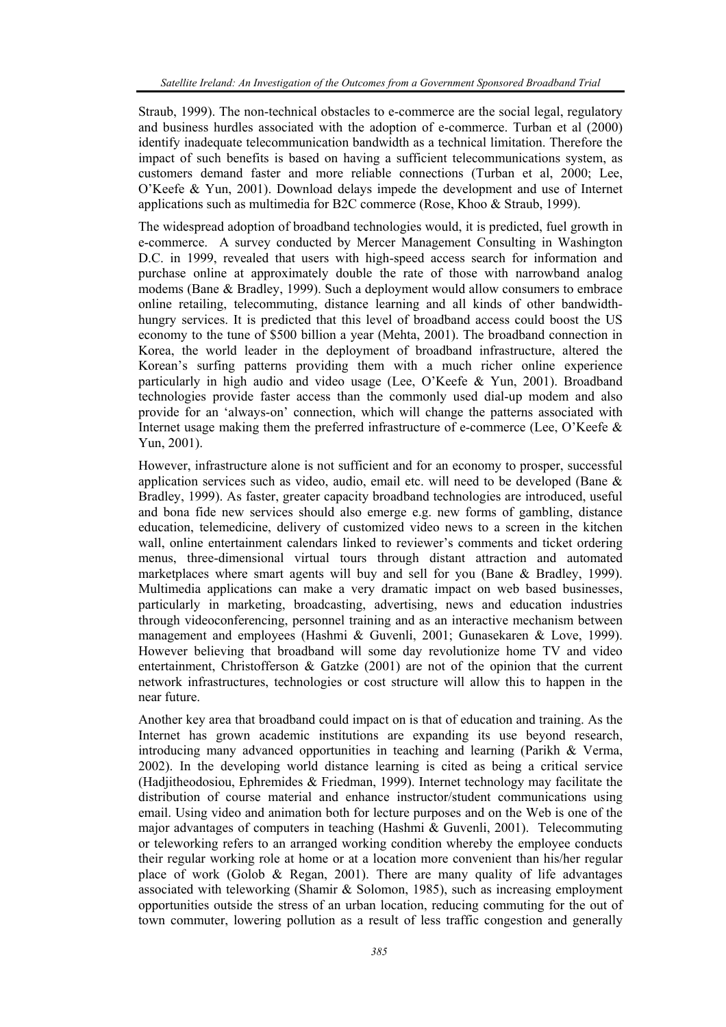Straub, 1999). The non-technical obstacles to e-commerce are the social legal, regulatory and business hurdles associated with the adoption of e-commerce. Turban et al (2000) identify inadequate telecommunication bandwidth as a technical limitation. Therefore the impact of such benefits is based on having a sufficient telecommunications system, as customers demand faster and more reliable connections (Turban et al, 2000; Lee, O'Keefe & Yun, 2001). Download delays impede the development and use of Internet applications such as multimedia for B2C commerce (Rose, Khoo & Straub, 1999).

The widespread adoption of broadband technologies would, it is predicted, fuel growth in e-commerce. A survey conducted by Mercer Management Consulting in Washington D.C. in 1999, revealed that users with high-speed access search for information and purchase online at approximately double the rate of those with narrowband analog modems (Bane & Bradley, 1999). Such a deployment would allow consumers to embrace online retailing, telecommuting, distance learning and all kinds of other bandwidth-hungry services. It is predicted that this level of broadband access could boost the US economy to the tune of \$500 billion a year (Mehta, 2001). The broadband connection in Korea, the world leader in the deployment of broadband infrastructure, altered the Korean's surfing patterns providing them with a much richer online experience particularly in high audio and video usage (Lee, O'Keefe & Yun, 2001). Broadband technologies provide faster access than the commonly used dial-up modem and also provide for an 'always-on' connection, which will change the patterns associated with Internet usage making them the preferred infrastructure of e-commerce (Lee, O'Keefe & Yun, 2001).

However, infrastructure alone is not sufficient and for an economy to prosper, successful application services such as video, audio, email etc. will need to be developed (Bane & Bradley, 1999). As faster, greater capacity broadband technologies are introduced, useful and bona fide new services should also emerge e.g. new forms of gambling, distance education, telemedicine, delivery of customized video news to a screen in the kitchen wall, online entertainment calendars linked to reviewer's comments and ticket ordering menus, three-dimensional virtual tours through distant attraction and automated marketplaces where smart agents will buy and sell for you (Bane & Bradley, 1999). Multimedia applications can make a very dramatic impact on web based businesses, particularly in marketing, broadcasting, advertising, news and education industries through videoconferencing, personnel training and as an interactive mechanism between management and employees (Hashmi & Guvenli, 2001; Gunasekaren & Love, 1999). However believing that broadband will some day revolutionize home TV and video entertainment, Christofferson & Gatzke (2001) are not of the opinion that the current network infrastructures, technologies or cost structure will allow this to happen in the near future.

Another key area that broadband could impact on is that of education and training. As the Internet has grown academic institutions are expanding its use beyond research, introducing many advanced opportunities in teaching and learning (Parikh & Verma, 2002). In the developing world distance learning is cited as being a critical service (Hadjitheodosiou, Ephremides & Friedman, 1999). Internet technology may facilitate the distribution of course material and enhance instructor/student communications using email. Using video and animation both for lecture purposes and on the Web is one of the major advantages of computers in teaching (Hashmi & Guvenli, 2001). Telecommuting or teleworking refers to an arranged working condition whereby the employee conducts their regular working role at home or at a location more convenient than his/her regular place of work (Golob & Regan, 2001). There are many quality of life advantages associated with teleworking (Shamir & Solomon, 1985), such as increasing employment opportunities outside the stress of an urban location, reducing commuting for the out of town commuter, lowering pollution as a result of less traffic congestion and generally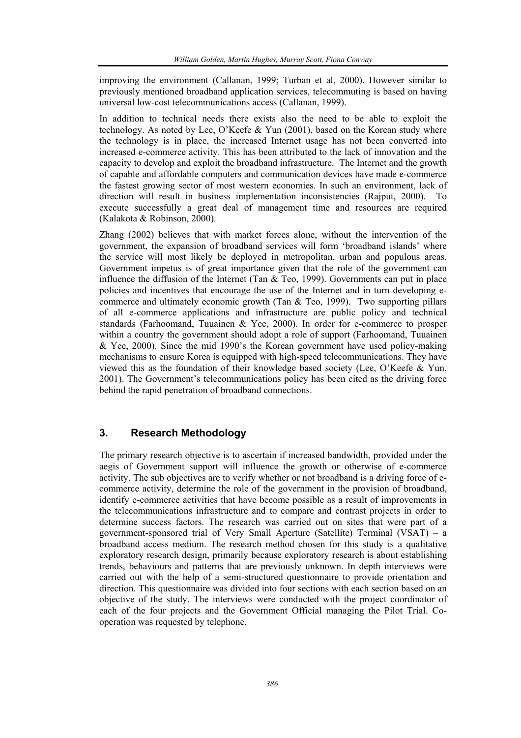improving the environment (Callanan, 1999; Turban et al, 2000). However similar to previously mentioned broadband application services, telecommuting is based on having universal low-cost telecommunications access (Callanan, 1999).

In addition to technical needs there exists also the need to be able to exploit the technology. As noted by Lee, O'Keefe & Yun (2001), based on the Korean study where the technology is in place, the increased Internet usage has not been converted into increased e-commerce activity. This has been attributed to the lack of innovation and the capacity to develop and exploit the broadband infrastructure. The Internet and the growth of capable and affordable computers and communication devices have made e-commerce the fastest growing sector of most western economies. In such an environment, lack of direction will result in business implementation inconsistencies (Rajput, 2000). To execute successfully a great deal of management time and resources are required (Kalakota & Robinson, 2000).

Zhang (2002) believes that with market forces alone, without the intervention of the government, the expansion of broadband services will form 'broadband islands' where the service will most likely be deployed in metropolitan, urban and populous areas. Government impetus is of great importance given that the role of the government can influence the diffusion of the Internet (Tan & Teo, 1999). Governments can put in place policies and incentives that encourage the use of the Internet and in turn developing e-commerce and ultimately economic growth (Tan & Teo, 1999). Two supporting pillars of all e-commerce applications and infrastructure are public policy and technical standards (Farhoomand, Tuuainen & Yee, 2000). In order for e-commerce to prosper within a country the government should adopt a role of support (Farhoomand, Tuuainen & Yee, 2000). Since the mid 1990's the Korean government have used policy-making mechanisms to ensure Korea is equipped with high-speed telecommunications. They have viewed this as the foundation of their knowledge based society (Lee, O'Keefe & Yun, 2001). The Government's telecommunications policy has been cited as the driving force behind the rapid penetration of broadband connections.

## 3. Research Methodology

The primary research objective is to ascertain if increased bandwidth, provided under the aegis of Government support will influence the growth or otherwise of e-commerce activity. The sub objectives are to verify whether or not broadband is a driving force of e-commerce activity, determine the role of the government in the provision of broadband, identify e-commerce activities that have become possible as a result of improvements in the telecommunications infrastructure and to compare and contrast projects in order to determine success factors. The research was carried out on sites that were part of a government-sponsored trial of Very Small Aperture (Satellite) Terminal (VSAT) – a broadband access medium. The research method chosen for this study is a qualitative exploratory research design, primarily because exploratory research is about establishing trends, behaviours and patterns that are previously unknown. In depth interviews were carried out with the help of a semi-structured questionnaire to provide orientation and direction. This questionnaire was divided into four sections with each section based on an objective of the study. The interviews were conducted with the project coordinator of each of the four projects and the Government Official managing the Pilot Trial. Co-operation was requested by telephone.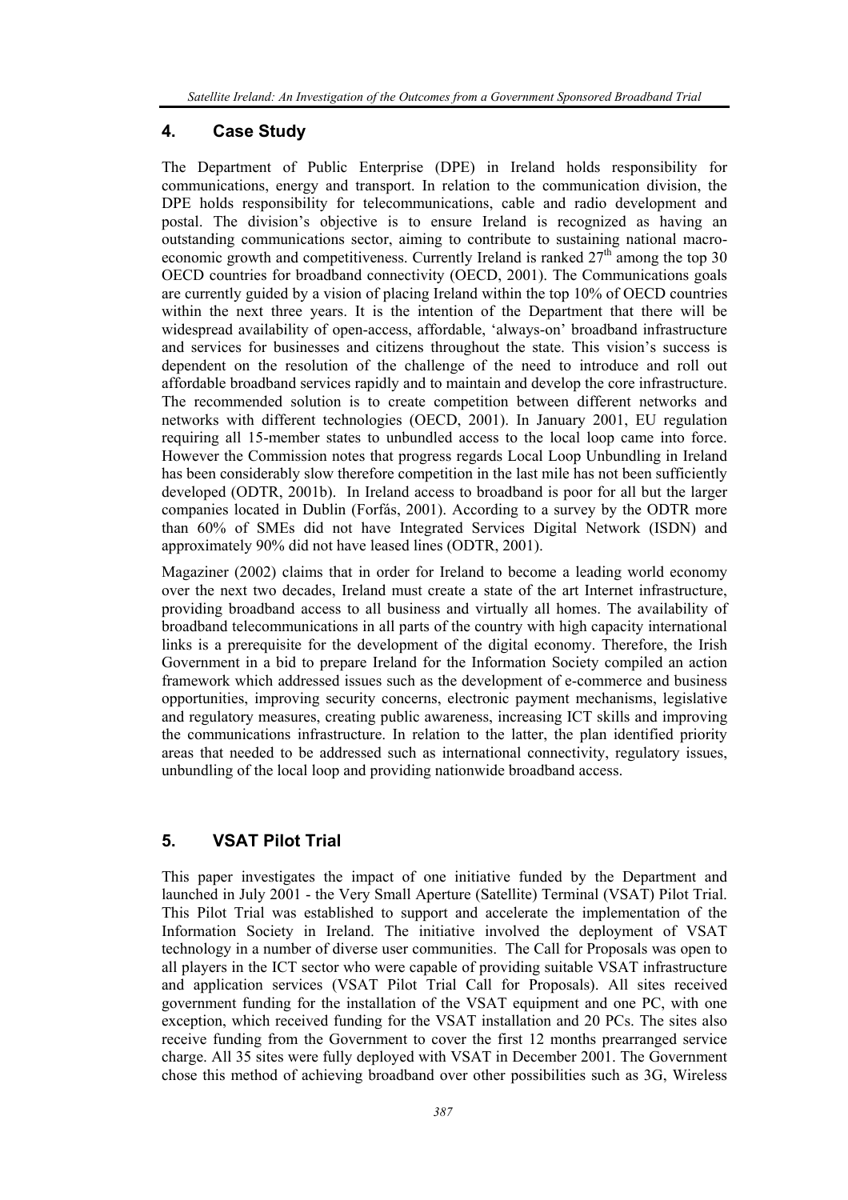## 4. Case Study

The Department of Public Enterprise (DPE) in Ireland holds responsibility for communications, energy and transport. In relation to the communication division, the DPE holds responsibility for telecommunications, cable and radio development and postal. The division's objective is to ensure Ireland is recognized as having an outstanding communications sector, aiming to contribute to sustaining national macro-economic growth and competitiveness. Currently Ireland is ranked 27th among the top 30 OECD countries for broadband connectivity (OECD, 2001). The Communications goals are currently guided by a vision of placing Ireland within the top 10% of OECD countries within the next three years. It is the intention of the Department that there will be widespread availability of open-access, affordable, 'always-on' broadband infrastructure and services for businesses and citizens throughout the state. This vision's success is dependent on the resolution of the challenge of the need to introduce and roll out affordable broadband services rapidly and to maintain and develop the core infrastructure. The recommended solution is to create competition between different networks and networks with different technologies (OECD, 2001). In January 2001, EU regulation requiring all 15-member states to unbundled access to the local loop came into force. However the Commission notes that progress regards Local Loop Unbundling in Ireland has been considerably slow therefore competition in the last mile has not been sufficiently developed (ODTR, 2001b). In Ireland access to broadband is poor for all but the larger companies located in Dublin (Forfás, 2001). According to a survey by the ODTR more than 60% of SMEs did not have Integrated Services Digital Network (ISDN) and approximately 90% did not have leased lines (ODTR, 2001).

Magaziner (2002) claims that in order for Ireland to become a leading world economy over the next two decades, Ireland must create a state of the art Internet infrastructure, providing broadband access to all business and virtually all homes. The availability of broadband telecommunications in all parts of the country with high capacity international links is a prerequisite for the development of the digital economy. Therefore, the Irish Government in a bid to prepare Ireland for the Information Society compiled an action framework which addressed issues such as the development of e-commerce and business opportunities, improving security concerns, electronic payment mechanisms, legislative and regulatory measures, creating public awareness, increasing ICT skills and improving the communications infrastructure. In relation to the latter, the plan identified priority areas that needed to be addressed such as international connectivity, regulatory issues, unbundling of the local loop and providing nationwide broadband access.

## 5. VSAT Pilot Trial

This paper investigates the impact of one initiative funded by the Department and launched in July 2001 - the Very Small Aperture (Satellite) Terminal (VSAT) Pilot Trial. This Pilot Trial was established to support and accelerate the implementation of the Information Society in Ireland. The initiative involved the deployment of VSAT technology in a number of diverse user communities. The Call for Proposals was open to all players in the ICT sector who were capable of providing suitable VSAT infrastructure and application services (VSAT Pilot Trial Call for Proposals). All sites received government funding for the installation of the VSAT equipment and one PC, with one exception, which received funding for the VSAT installation and 20 PCs. The sites also receive funding from the Government to cover the first 12 months prearranged service charge. All 35 sites were fully deployed with VSAT in December 2001. The Government chose this method of achieving broadband over other possibilities such as 3G, Wireless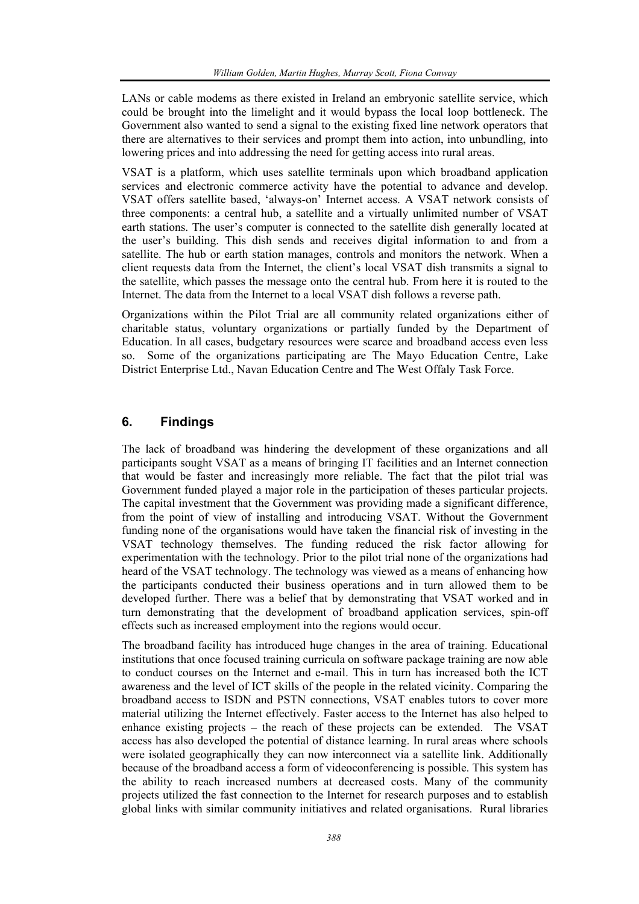LANs or cable modems as there existed in Ireland an embryonic satellite service, which could be brought into the limelight and it would bypass the local loop bottleneck. The Government also wanted to send a signal to the existing fixed line network operators that there are alternatives to their services and prompt them into action, into unbundling, into lowering prices and into addressing the need for getting access into rural areas.

VSAT is a platform, which uses satellite terminals upon which broadband application services and electronic commerce activity have the potential to advance and develop. VSAT offers satellite based, 'always-on' Internet access. A VSAT network consists of three components: a central hub, a satellite and a virtually unlimited number of VSAT earth stations. The user's computer is connected to the satellite dish generally located at the user's building. This dish sends and receives digital information to and from a satellite. The hub or earth station manages, controls and monitors the network. When a client requests data from the Internet, the client's local VSAT dish transmits a signal to the satellite, which passes the message onto the central hub. From here it is routed to the Internet. The data from the Internet to a local VSAT dish follows a reverse path.

Organizations within the Pilot Trial are all community related organizations either of charitable status, voluntary organizations or partially funded by the Department of Education. In all cases, budgetary resources were scarce and broadband access even less so. Some of the organizations participating are The Mayo Education Centre, Lake District Enterprise Ltd., Navan Education Centre and The West Offaly Task Force.

## 6. Findings

The lack of broadband was hindering the development of these organizations and all participants sought VSAT as a means of bringing IT facilities and an Internet connection that would be faster and increasingly more reliable. The fact that the pilot trial was Government funded played a major role in the participation of theses particular projects. The capital investment that the Government was providing made a significant difference, from the point of view of installing and introducing VSAT. Without the Government funding none of the organisations would have taken the financial risk of investing in the VSAT technology themselves. The funding reduced the risk factor allowing for experimentation with the technology. Prior to the pilot trial none of the organizations had heard of the VSAT technology. The technology was viewed as a means of enhancing how the participants conducted their business operations and in turn allowed them to be developed further. There was a belief that by demonstrating that VSAT worked and in turn demonstrating that the development of broadband application services, spin-off effects such as increased employment into the regions would occur.

The broadband facility has introduced huge changes in the area of training. Educational institutions that once focused training curricula on software package training are now able to conduct courses on the Internet and e-mail. This in turn has increased both the ICT awareness and the level of ICT skills of the people in the related vicinity. Comparing the broadband access to ISDN and PSTN connections, VSAT enables tutors to cover more material utilizing the Internet effectively. Faster access to the Internet has also helped to enhance existing projects – the reach of these projects can be extended. The VSAT access has also developed the potential of distance learning. In rural areas where schools were isolated geographically they can now interconnect via a satellite link. Additionally because of the broadband access a form of videoconferencing is possible. This system has the ability to reach increased numbers at decreased costs. Many of the community projects utilized the fast connection to the Internet for research purposes and to establish global links with similar community initiatives and related organisations. Rural libraries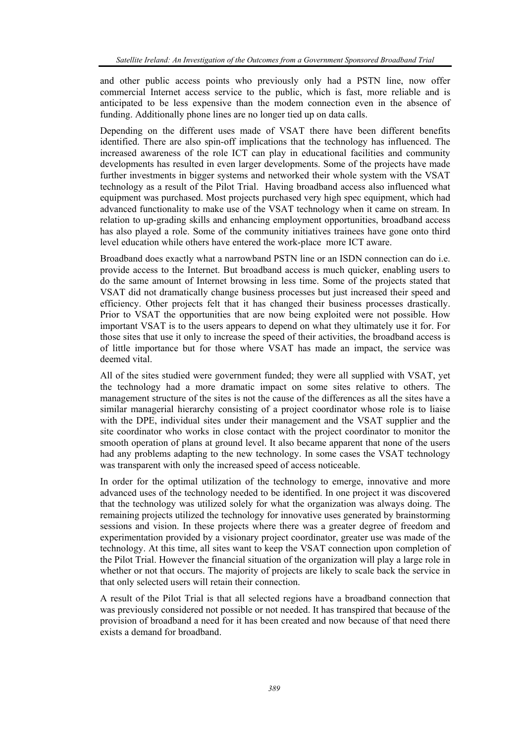and other public access points who previously only had a PSTN line, now offer commercial Internet access service to the public, which is fast, more reliable and is anticipated to be less expensive than the modem connection even in the absence of funding. Additionally phone lines are no longer tied up on data calls.

Depending on the different uses made of VSAT there have been different benefits identified. There are also spin-off implications that the technology has influenced. The increased awareness of the role ICT can play in educational facilities and community developments has resulted in even larger developments. Some of the projects have made further investments in bigger systems and networked their whole system with the VSAT technology as a result of the Pilot Trial. Having broadband access also influenced what equipment was purchased. Most projects purchased very high spec equipment, which had advanced functionality to make use of the VSAT technology when it came on stream. In relation to up-grading skills and enhancing employment opportunities, broadband access has also played a role. Some of the community initiatives trainees have gone onto third level education while others have entered the work-place more ICT aware.

Broadband does exactly what a narrowband PSTN line or an ISDN connection can do i.e. provide access to the Internet. But broadband access is much quicker, enabling users to do the same amount of Internet browsing in less time. Some of the projects stated that VSAT did not dramatically change business processes but just increased their speed and efficiency. Other projects felt that it has changed their business processes drastically. Prior to VSAT the opportunities that are now being exploited were not possible. How important VSAT is to the users appears to depend on what they ultimately use it for. For those sites that use it only to increase the speed of their activities, the broadband access is of little importance but for those where VSAT has made an impact, the service was deemed vital.

All of the sites studied were government funded; they were all supplied with VSAT, yet the technology had a more dramatic impact on some sites relative to others. The management structure of the sites is not the cause of the differences as all the sites have a similar managerial hierarchy consisting of a project coordinator whose role is to liaise with the DPE, individual sites under their management and the VSAT supplier and the site coordinator who works in close contact with the project coordinator to monitor the smooth operation of plans at ground level. It also became apparent that none of the users had any problems adapting to the new technology. In some cases the VSAT technology was transparent with only the increased speed of access noticeable.

In order for the optimal utilization of the technology to emerge, innovative and more advanced uses of the technology needed to be identified. In one project it was discovered that the technology was utilized solely for what the organization was always doing. The remaining projects utilized the technology for innovative uses generated by brainstorming sessions and vision. In these projects where there was a greater degree of freedom and experimentation provided by a visionary project coordinator, greater use was made of the technology. At this time, all sites want to keep the VSAT connection upon completion of the Pilot Trial. However the financial situation of the organization will play a large role in whether or not that occurs. The majority of projects are likely to scale back the service in that only selected users will retain their connection.

A result of the Pilot Trial is that all selected regions have a broadband connection that was previously considered not possible or not needed. It has transpired that because of the provision of broadband a need for it has been created and now because of that need there exists a demand for broadband.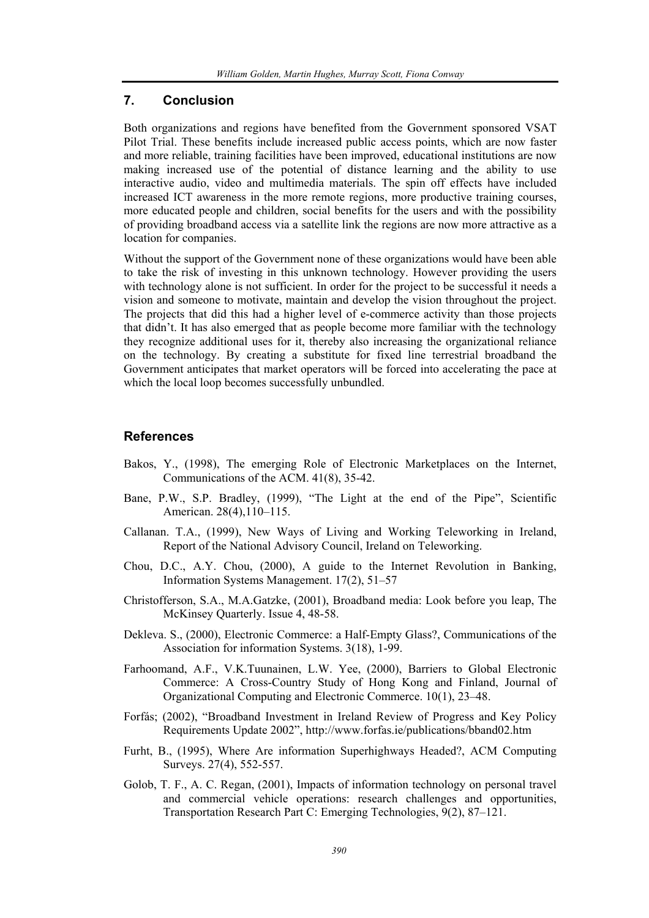## 7. Conclusion

Both organizations and regions have benefited from the Government sponsored VSAT Pilot Trial. These benefits include increased public access points, which are now faster and more reliable, training facilities have been improved, educational institutions are now making increased use of the potential of distance learning and the ability to use interactive audio, video and multimedia materials. The spin off effects have included increased ICT awareness in the more remote regions, more productive training courses, more educated people and children, social benefits for the users and with the possibility of providing broadband access via a satellite link the regions are now more attractive as a location for companies.

Without the support of the Government none of these organizations would have been able to take the risk of investing in this unknown technology. However providing the users with technology alone is not sufficient. In order for the project to be successful it needs a vision and someone to motivate, maintain and develop the vision throughout the project. The projects that did this had a higher level of e-commerce activity than those projects that didn't. It has also emerged that as people become more familiar with the technology they recognize additional uses for it, thereby also increasing the organizational reliance on the technology. By creating a substitute for fixed line terrestrial broadband the Government anticipates that market operators will be forced into accelerating the pace at which the local loop becomes successfully unbundled.

## References

Bakos, Y., (1998), The emerging Role of Electronic Marketplaces on the Internet, Communications of the ACM. 41(8), 35-42.

Bane, P.W., S.P. Bradley, (1999), "The Light at the end of the Pipe", Scientific American. 28(4),110–115.

Callanan. T.A., (1999), New Ways of Living and Working Teleworking in Ireland, Report of the National Advisory Council, Ireland on Teleworking.

Chou, D.C., A.Y. Chou, (2000), A guide to the Internet Revolution in Banking, Information Systems Management. 17(2), 51–57

Christofferson, S.A., M.A.Gatzke, (2001), Broadband media: Look before you leap, The McKinsey Quarterly. Issue 4, 48-58.

Dekleva. S., (2000), Electronic Commerce: a Half-Empty Glass?, Communications of the Association for information Systems. 3(18), 1-99.

Farhoomand, A.F., V.K.Tuunainen, L.W. Yee, (2000), Barriers to Global Electronic Commerce: A Cross-Country Study of Hong Kong and Finland, Journal of Organizational Computing and Electronic Commerce. 10(1), 23–48.

Forfás; (2002), "Broadband Investment in Ireland Review of Progress and Key Policy Requirements Update 2002", http://www.forfas.ie/publications/bband02.htm

Furht, B., (1995), Where Are information Superhighways Headed?, ACM Computing Surveys. 27(4), 552-557.

Golob, T. F., A. C. Regan, (2001), Impacts of information technology on personal travel and commercial vehicle operations: research challenges and opportunities, Transportation Research Part C: Emerging Technologies, 9(2), 87–121.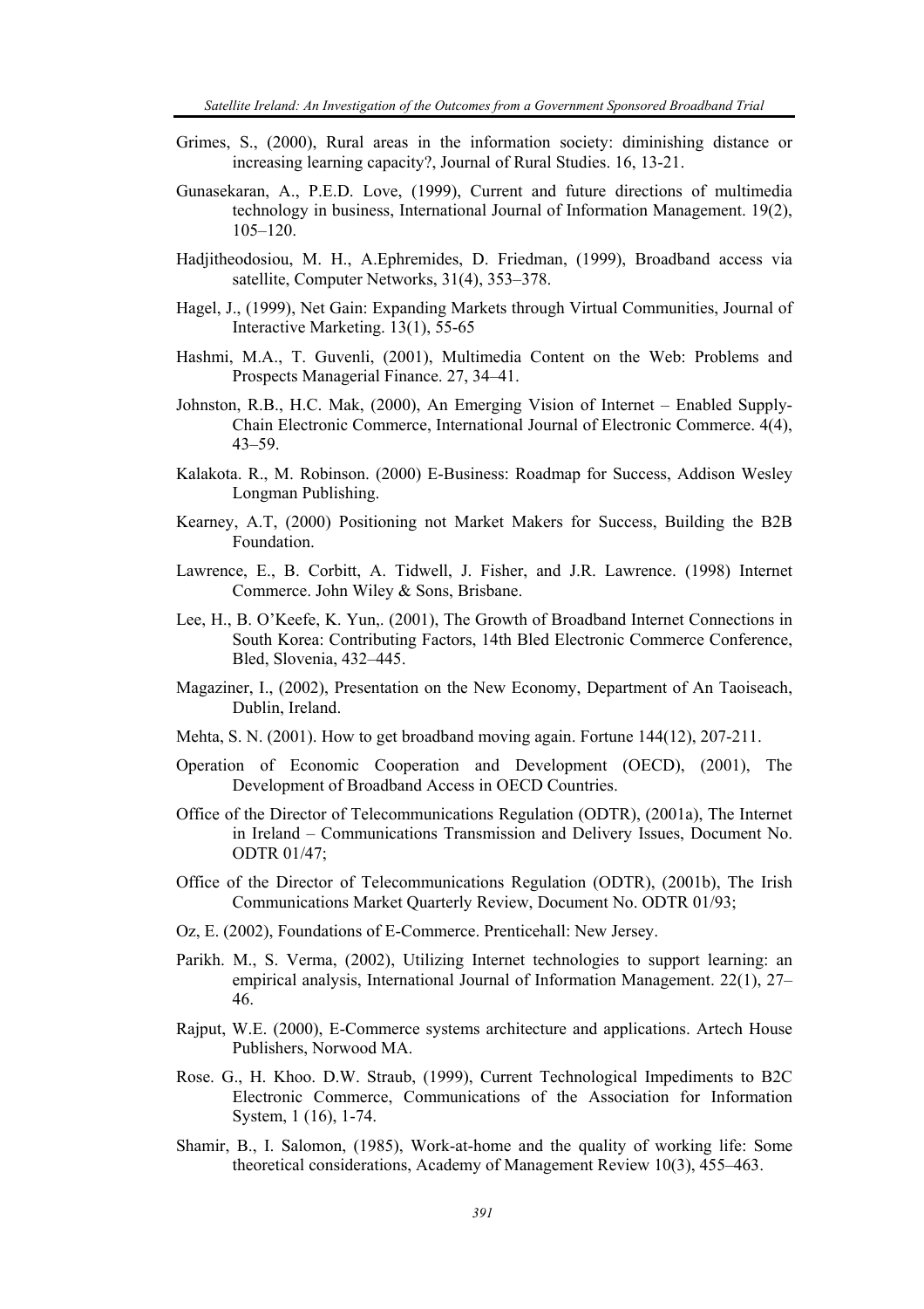Grimes, S., (2000), Rural areas in the information society: diminishing distance or increasing learning capacity?, Journal of Rural Studies. 16, 13-21.

Gunasekaran, A., P.E.D. Love, (1999), Current and future directions of multimedia technology in business, International Journal of Information Management. 19(2), 105–120.

Hadjitheodosiou, M. H., A.Ephremides, D. Friedman, (1999), Broadband access via satellite, Computer Networks, 31(4), 353–378.

Hagel, J., (1999), Net Gain: Expanding Markets through Virtual Communities, Journal of Interactive Marketing. 13(1), 55-65

Hashmi, M.A., T. Guvenli, (2001), Multimedia Content on the Web: Problems and Prospects Managerial Finance. 27, 34–41.

Johnston, R.B., H.C. Mak, (2000), An Emerging Vision of Internet – Enabled Supply-Chain Electronic Commerce, International Journal of Electronic Commerce. 4(4), 43–59.

Kalakota. R., M. Robinson. (2000) E-Business: Roadmap for Success, Addison Wesley Longman Publishing.

Kearney, A.T, (2000) Positioning not Market Makers for Success, Building the B2B Foundation.

Lawrence, E., B. Corbitt, A. Tidwell, J. Fisher, and J.R. Lawrence. (1998) Internet Commerce. John Wiley & Sons, Brisbane.

Lee, H., B. O'Keefe, K. Yun,. (2001), The Growth of Broadband Internet Connections in South Korea: Contributing Factors, 14th Bled Electronic Commerce Conference, Bled, Slovenia, 432–445.

Magaziner, I., (2002), Presentation on the New Economy, Department of An Taoiseach, Dublin, Ireland.

Mehta, S. N. (2001). How to get broadband moving again. Fortune 144(12), 207-211.

Operation of Economic Cooperation and Development (OECD), (2001), The Development of Broadband Access in OECD Countries.

Office of the Director of Telecommunications Regulation (ODTR), (2001a), The Internet in Ireland – Communications Transmission and Delivery Issues, Document No. ODTR 01/47;

Office of the Director of Telecommunications Regulation (ODTR), (2001b), The Irish Communications Market Quarterly Review, Document No. ODTR 01/93;

Oz, E. (2002), Foundations of E-Commerce. Prenticehall: New Jersey.

Parikh. M., S. Verma, (2002), Utilizing Internet technologies to support learning: an empirical analysis, International Journal of Information Management. 22(1), 27–46.

Rajput, W.E. (2000), E-Commerce systems architecture and applications. Artech House Publishers, Norwood MA.

Rose. G., H. Khoo. D.W. Straub, (1999), Current Technological Impediments to B2C Electronic Commerce, Communications of the Association for Information System, 1 (16), 1-74.

Shamir, B., I. Salomon, (1985), Work-at-home and the quality of working life: Some theoretical considerations, Academy of Management Review 10(3), 455–463.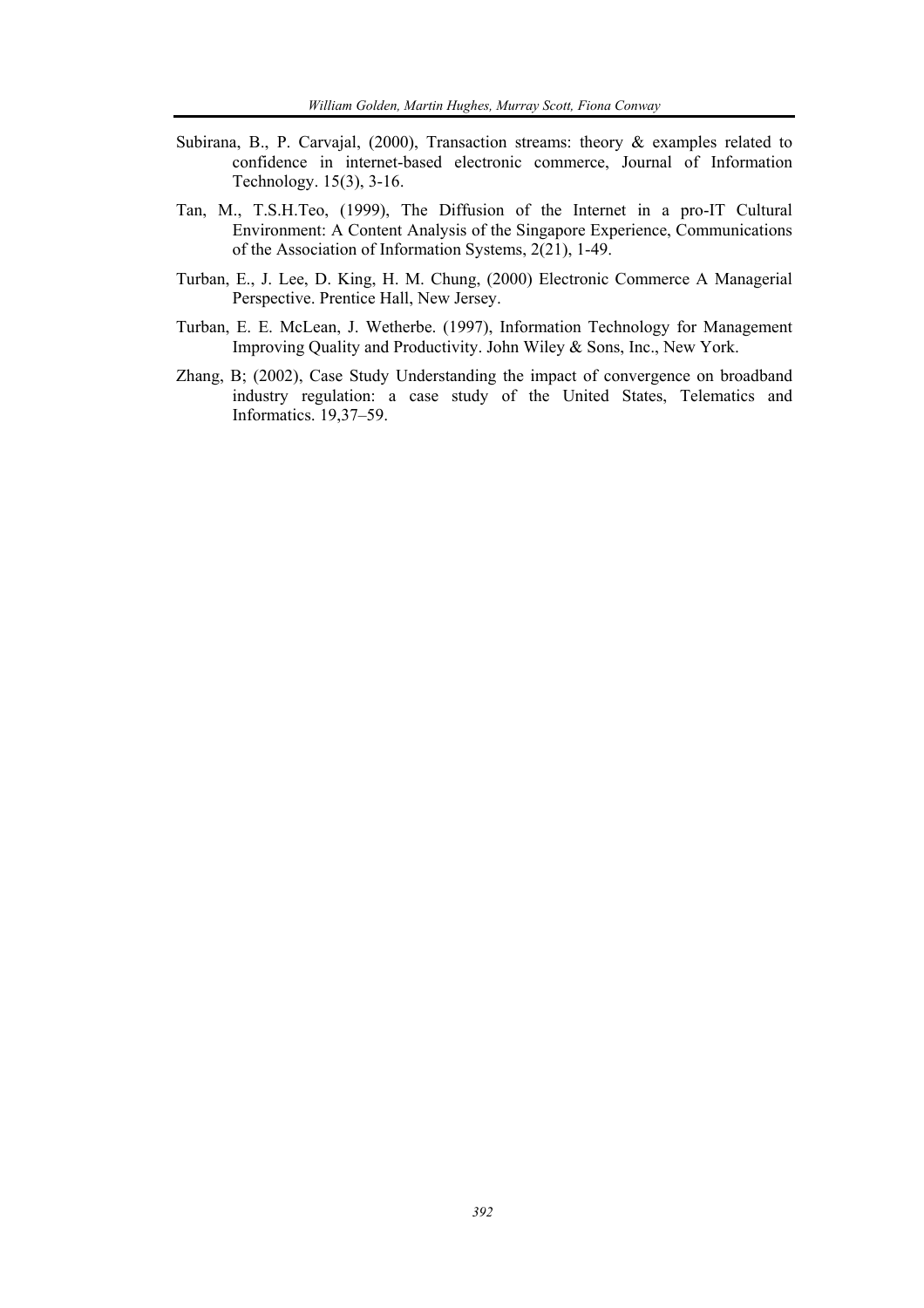Subirana, B., P. Carvajal, (2000), Transaction streams: theory & examples related to confidence in internet-based electronic commerce, Journal of Information Technology. 15(3), 3-16.

Tan, M., T.S.H.Teo, (1999), The Diffusion of the Internet in a pro-IT Cultural Environment: A Content Analysis of the Singapore Experience, Communications of the Association of Information Systems, 2(21), 1-49.

Turban, E., J. Lee, D. King, H. M. Chung, (2000) Electronic Commerce A Managerial Perspective. Prentice Hall, New Jersey.

Turban, E. E. McLean, J. Wetherbe. (1997), Information Technology for Management Improving Quality and Productivity. John Wiley & Sons, Inc., New York.

Zhang, B; (2002), Case Study Understanding the impact of convergence on broadband industry regulation: a case study of the United States, Telematics and Informatics. 19,37–59.